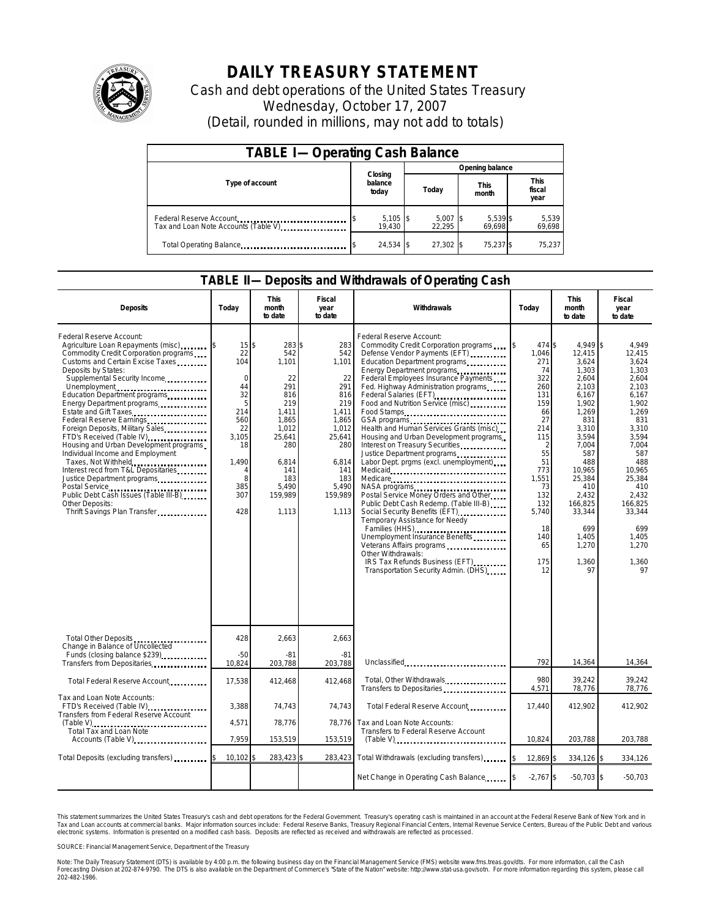# DAILY TREASURY STATEMENT

Cash and debt operations of the United States Treasury

Wednesday, October 17, 2007

(Detail, rounded in millions, may not add to totals)

## TABLE I— Operating Cash Balance

| Type of account | Closing balance today | Opening balance Today | Opening balance This month | Opening balance This fiscal year |
|---|---|---|---|---|
| Federal Reserve Account | $ 5,105 | $ 5,007 | $ 5,539 | $ 5,539 |
| Tax and Loan Note Accounts (Table V) | 19,430 | 22,295 | 69,698 | 69,698 |
| Total Operating Balance | $ 24,534 | $ 27,302 | $ 75,237 | $ 75,237 |

## TABLE II— Deposits and Withdrawals of Operating Cash

| Deposits | Today | This month to date | Fiscal year to date | Withdrawals | Today | This month to date | Fiscal year to date |
|---|---|---|---|---|---|---|---|
| Federal Reserve Account: | | | | Federal Reserve Account: | | | |
| Agriculture Loan Repayments (misc) | $ 15 | $ 283 | $ 283 | Commodity Credit Corporation programs | $ 474 | $ 4,949 | $ 4,949 |
| Commodity Credit Corporation programs | 22 | 542 | 542 | Defense Vendor Payments (EFT) | 1,046 | 12,415 | 12,415 |
| Customs and Certain Excise Taxes | 104 | 1,101 | 1,101 | Education Department programs | 271 | 3,624 | 3,624 |
| Deposits by States: | | | | Energy Department programs | 74 | 1,303 | 1,303 |
| Supplemental Security Income | 0 | 22 | 22 | Federal Employees Insurance Payments | 322 | 2,604 | 2,604 |
| Unemployment | 44 | 291 | 291 | Fed. Highway Administration programs | 260 | 2,103 | 2,103 |
| Education Department programs | 32 | 816 | 816 | Federal Salaries (EFT) | 131 | 6,167 | 6,167 |
| Energy Department programs | 5 | 219 | 219 | Food and Nutrition Service (misc) | 159 | 1,902 | 1,902 |
| Estate and Gift Taxes | 214 | 1,411 | 1,411 | Food Stamps | 66 | 1,269 | 1,269 |
| Federal Reserve Earnings | 560 | 1,865 | 1,865 | GSA programs | 27 | 831 | 831 |
| Foreign Deposits, Military Sales | 22 | 1,012 | 1,012 | Health and Human Services Grants (misc) | 214 | 3,310 | 3,310 |
| FTD's Received (Table IV) | 3,105 | 25,641 | 25,641 | Housing and Urban Development programs | 115 | 3,594 | 3,594 |
| Housing and Urban Development programs | 18 | 280 | 280 | Interest on Treasury Securities | 2 | 7,004 | 7,004 |
| Individual Income and Employment | | | | Justice Department programs | 55 | 587 | 587 |
| Taxes, Not Withheld | 1,490 | 6,814 | 6,814 | Labor Dept. prgms (excl. unemployment) | 51 | 488 | 488 |
| Interest recd from T&L Depositaries | 4 | 141 | 141 | Medicaid | 773 | 10,965 | 10,965 |
| Justice Department programs | 8 | 183 | 183 | Medicare | 1,551 | 25,384 | 25,384 |
| Postal Service | 385 | 5,490 | 5,490 | NASA programs | 73 | 410 | 410 |
| Public Debt Cash Issues (Table III-B) | 307 | 159,989 | 159,989 | Postal Service Money Orders and Other | 132 | 2,432 | 2,432 |
| Other Deposits: | | | | Public Debt Cash Redemp. (Table III-B) | 132 | 166,825 | 166,825 |
| Thrift Savings Plan Transfer | 428 | 1,113 | 1,113 | Social Security Benefits (EFT) | 5,740 | 33,344 | 33,344 |
| | | | | Temporary Assistance for Needy Families (HHS) | 18 | 699 | 699 |
| | | | | Unemployment Insurance Benefits | 140 | 1,405 | 1,405 |
| | | | | Veterans Affairs programs | 65 | 1,270 | 1,270 |
| | | | | Other Withdrawals: | | | |
| | | | | IRS Tax Refunds Business (EFT) | 175 | 1,360 | 1,360 |
| | | | | Transportation Security Admin. (DHS) | 12 | 97 | 97 |
| Total Other Deposits | 428 | 2,663 | 2,663 | | | | |
| Change in Balance of Uncollected Funds (closing balance $239) | -50 | -81 | -81 | | | | |
| Transfers from Depositaries | 10,824 | 203,788 | 203,788 | Unclassified | 792 | 14,364 | 14,364 |
| Total Federal Reserve Account | 17,538 | 412,468 | 412,468 | Total, Other Withdrawals | 980 | 39,242 | 39,242 |
| | | | | Transfers to Depositaries | 4,571 | 78,776 | 78,776 |
| Tax and Loan Note Accounts: | | | | Total Federal Reserve Account | 17,440 | 412,902 | 412,902 |
| FTD's Received (Table IV) | 3,388 | 74,743 | 74,743 | | | | |
| Transfers from Federal Reserve Account (Table V) | 4,571 | 78,776 | 78,776 | Tax and Loan Note Accounts: | | | |
| Total Tax and Loan Note Accounts (Table V) | 7,959 | 153,519 | 153,519 | Transfers to Federal Reserve Account (Table V) | 10,824 | 203,788 | 203,788 |
| Total Deposits (excluding transfers) | $ 10,102 | $ 283,423 | $ 283,423 | Total Withdrawals (excluding transfers) | $ 12,869 | $ 334,126 | $ 334,126 |
| | | | | Net Change in Operating Cash Balance | $ -2,767 | $ -50,703 | $ -50,703 |

This statement summarizes the United States Treasury's cash and debt operations for the Federal Government. Treasury's operating cash is maintained in an account at the Federal Reserve Bank of New York and in Tax and Loan accounts at commercial banks. Major information sources include: Federal Reserve Banks, Treasury Regional Financial Centers, Internal Revenue Service Centers, Bureau of the Public Debt and various electronic systems. Information is presented on a modified cash basis. Deposits are reflected as received and withdrawals are reflected as processed.

SOURCE: Financial Management Service, Department of the Treasury

Note: The Daily Treasury Statement (DTS) is available by 4:00 p.m. the following business day on the Financial Management Service (FMS) website www.fms.treas.gov/dts. For more information, call the Cash Forecasting Division at 202-874-9790. The DTS is also available on the Department of Commerce's "State of the Nation" website: http://www.stat-usa.gov/sotn. For more information regarding this system, please call 202-482-1986.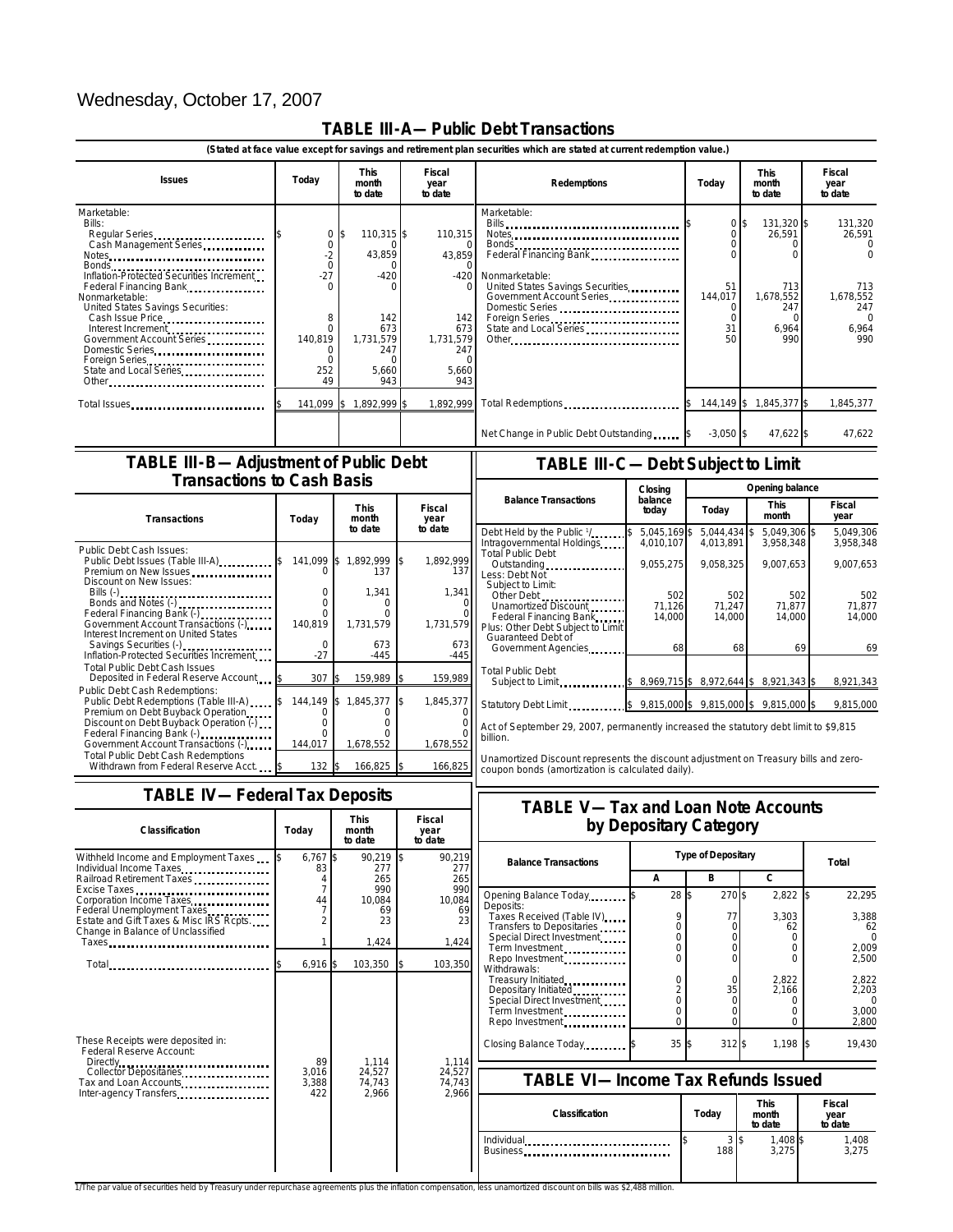Wednesday, October 17, 2007

## TABLE III-A— Public Debt Transactions

(Stated at face value except for savings and retirement plan securities which are stated at current redemption value.)

| Issues | Today | This month to date | Fiscal year to date |
|---|---|---|---|
| Marketable: | | | |
| Bills: | | | |
| Regular Series | $ 0 | $ 110,315 | $ 110,315 |
| Cash Management Series | 0 | 0 | 0 |
| Notes | -2 | 43,859 | 43,859 |
| Bonds | 0 | 0 | 0 |
| Inflation-Protected Securities Increment | -27 | -420 | -420 |
| Federal Financing Bank | 0 | 0 | 0 |
| Nonmarketable: | | | |
| United States Savings Securities: | | | |
| Cash Issue Price | 8 | 142 | 142 |
| Interest Increment | 0 | 673 | 673 |
| Government Account Series | 140,819 | 1,731,579 | 1,731,579 |
| Domestic Series | 0 | 247 | 247 |
| Foreign Series | 0 | 0 | 0 |
| State and Local Series | 252 | 5,660 | 5,660 |
| Other | 49 | 943 | 943 |
| Total Issues | $ 141,099 | $ 1,892,999 | $ 1,892,999 |

| Redemptions | Today | This month to date | Fiscal year to date |
|---|---|---|---|
| Marketable: | | | |
| Bills | $ 0 | $ 131,320 | $ 131,320 |
| Notes | 0 | 26,591 | 26,591 |
| Bonds | 0 | 0 | 0 |
| Federal Financing Bank | 0 | 0 | 0 |
| Nonmarketable: | | | |
| United States Savings Securities | 51 | 713 | 713 |
| Government Account Series | 144,017 | 1,678,552 | 1,678,552 |
| Domestic Series | 0 | 247 | 247 |
| Foreign Series | 0 | 0 | 0 |
| State and Local Series | 31 | 6,964 | 6,964 |
| Other | 50 | 990 | 990 |
| Total Redemptions | $ 144,149 | $ 1,845,377 | $ 1,845,377 |
| Net Change in Public Debt Outstanding | $ -3,050 | $ 47,622 | $ 47,622 |

## TABLE III-B— Adjustment of Public Debt Transactions to Cash Basis

| Transactions | Today | This month to date | Fiscal year to date |
|---|---|---|---|
| Public Debt Cash Issues: | | | |
| Public Debt Issues (Table III-A) | $ 141,099 | $ 1,892,999 | $ 1,892,999 |
| Premium on New Issues | 0 | 137 | 137 |
| Discount on New Issues: | | | |
| Bills (-) | 0 | 1,341 | 1,341 |
| Bonds and Notes (-) | 0 | 0 | 0 |
| Federal Financing Bank (-) | 0 | 0 | 0 |
| Government Account Transactions (-) | 140,819 | 1,731,579 | 1,731,579 |
| Interest Increment on United States Savings Securities (-) | 0 | 673 | 673 |
| Inflation-Protected Securities Increment | -27 | -445 | -445 |
| Total Public Debt Cash Issues Deposited in Federal Reserve Account | $ 307 | $ 159,989 | $ 159,989 |
| Public Debt Cash Redemptions: | | | |
| Public Debt Redemptions (Table III-A) | $ 144,149 | $ 1,845,377 | $ 1,845,377 |
| Premium on Debt Buyback Operation | 0 | 0 | 0 |
| Discount on Debt Buyback Operation (-) | 0 | 0 | 0 |
| Federal Financing Bank (-) | 0 | 0 | 0 |
| Government Account Transactions (-) | 144,017 | 1,678,552 | 1,678,552 |
| Total Public Debt Cash Redemptions Withdrawn from Federal Reserve Acct. | $ 132 | $ 166,825 | $ 166,825 |

## TABLE III-C— Debt Subject to Limit

| Balance Transactions | Closing balance today | Opening balance Today | Opening balance This month | Opening balance Fiscal year |
|---|---|---|---|---|
| Debt Held by the Public 1/ | $ 5,045,169 | $ 5,044,434 | $ 5,049,306 | $ 5,049,306 |
| Intragovernmental Holdings | 4,010,107 | 4,013,891 | 3,958,348 | 3,958,348 |
| Total Public Debt Outstanding | 9,055,275 | 9,058,325 | 9,007,653 | 9,007,653 |
| Less: Debt Not Subject to Limit: | | | | |
| Other Debt | 502 | 502 | 502 | 502 |
| Unamortized Discount | 71,126 | 71,247 | 71,877 | 71,877 |
| Federal Financing Bank | 14,000 | 14,000 | 14,000 | 14,000 |
| Plus: Other Debt Subject to Limit Guaranteed Debt of Government Agencies | 68 | 68 | 69 | 69 |
| Total Public Debt Subject to Limit | $ 8,969,715 | $ 8,972,644 | $ 8,921,343 | $ 8,921,343 |
| Statutory Debt Limit | $ 9,815,000 | $ 9,815,000 | $ 9,815,000 | $ 9,815,000 |

Act of September 29, 2007, permanently increased the statutory debt limit to $9,815 billion.

Unamortized Discount represents the discount adjustment on Treasury bills and zero-coupon bonds (amortization is calculated daily).

## TABLE IV— Federal Tax Deposits

| Classification | Today | This month to date | Fiscal year to date |
|---|---|---|---|
| Withheld Income and Employment Taxes | $ 6,767 | $ 90,219 | $ 90,219 |
| Individual Income Taxes | 83 | 277 | 277 |
| Railroad Retirement Taxes | 4 | 265 | 265 |
| Excise Taxes | 7 | 990 | 990 |
| Corporation Income Taxes | 44 | 10,084 | 10,084 |
| Federal Unemployment Taxes | 7 | 69 | 69 |
| Estate and Gift Taxes & Misc IRS Rcpts. | 2 | 23 | 23 |
| Change in Balance of Unclassified Taxes | 1 | 1,424 | 1,424 |
| Total | $ 6,916 | $ 103,350 | $ 103,350 |
| These Receipts were deposited in: | | | |
| Federal Reserve Account: | | | |
| Directly | 89 | 1,114 | 1,114 |
| Collector Depositaries | 3,016 | 24,527 | 24,527 |
| Tax and Loan Accounts | 3,388 | 74,743 | 74,743 |
| Inter-agency Transfers | 422 | 2,966 | 2,966 |

## TABLE V— Tax and Loan Note Accounts by Depositary Category

| Balance Transactions | Type of Depositary A | B | C | Total |
|---|---|---|---|---|
| Opening Balance Today | $ 28 | $ 270 | $ 2,822 | $ 22,295 |
| Deposits: | | | | |
| Taxes Received (Table IV) | 9 | 77 | 3,303 | 3,388 |
| Transfers to Depositaries | 0 | 0 | 62 | 62 |
| Special Direct Investment | 0 | 0 | 0 | 0 |
| Term Investment | 0 | 0 | 0 | 2,009 |
| Repo Investment | 0 | 0 | 0 | 2,500 |
| Withdrawals: | | | | |
| Treasury Initiated | 0 | 0 | 2,822 | 2,822 |
| Depositary Initiated | 2 | 35 | 2,166 | 2,203 |
| Special Direct Investment | 0 | 0 | 0 | 0 |
| Term Investment | 0 | 0 | 0 | 3,000 |
| Repo Investment | 0 | 0 | 0 | 2,800 |
| Closing Balance Today | $ 35 | $ 312 | $ 1,198 | $ 19,430 |

## TABLE VI— Income Tax Refunds Issued

| Classification | Today | This month to date | Fiscal year to date |
|---|---|---|---|
| Individual | $ 3 | $ 1,408 | $ 1,408 |
| Business | 188 | 3,275 | 3,275 |

1/The par value of securities held by Treasury under repurchase agreements plus the inflation compensation, less unamortized discount on bills was $2,488 million.